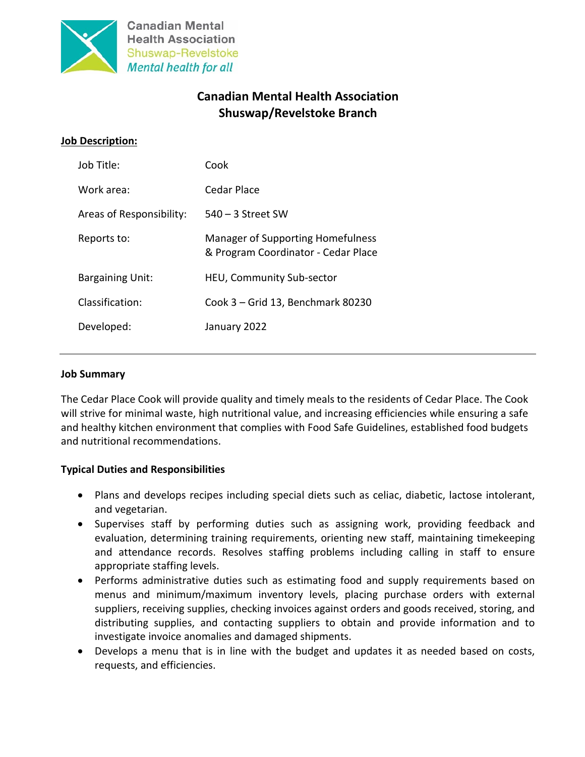Canadian Mental Health Association
Shuswap-Revelstoke
*Mental health for all*

# Canadian Mental Health Association
# Shuswap/Revelstoke Branch

**Job Description:**

| | |
|---|---|
| Job Title: | Cook |
| Work area: | Cedar Place |
| Areas of Responsibility: | 540 – 3 Street SW |
| Reports to: | Manager of Supporting Homefulness & Program Coordinator - Cedar Place |
| Bargaining Unit: | HEU, Community Sub-sector |
| Classification: | Cook 3 – Grid 13, Benchmark 80230 |
| Developed: | January 2022 |

---

**Job Summary**

The Cedar Place Cook will provide quality and timely meals to the residents of Cedar Place. The Cook will strive for minimal waste, high nutritional value, and increasing efficiencies while ensuring a safe and healthy kitchen environment that complies with Food Safe Guidelines, established food budgets and nutritional recommendations.

**Typical Duties and Responsibilities**

- Plans and develops recipes including special diets such as celiac, diabetic, lactose intolerant, and vegetarian.
- Supervises staff by performing duties such as assigning work, providing feedback and evaluation, determining training requirements, orienting new staff, maintaining timekeeping and attendance records. Resolves staffing problems including calling in staff to ensure appropriate staffing levels.
- Performs administrative duties such as estimating food and supply requirements based on menus and minimum/maximum inventory levels, placing purchase orders with external suppliers, receiving supplies, checking invoices against orders and goods received, storing, and distributing supplies, and contacting suppliers to obtain and provide information and to investigate invoice anomalies and damaged shipments.
- Develops a menu that is in line with the budget and updates it as needed based on costs, requests, and efficiencies.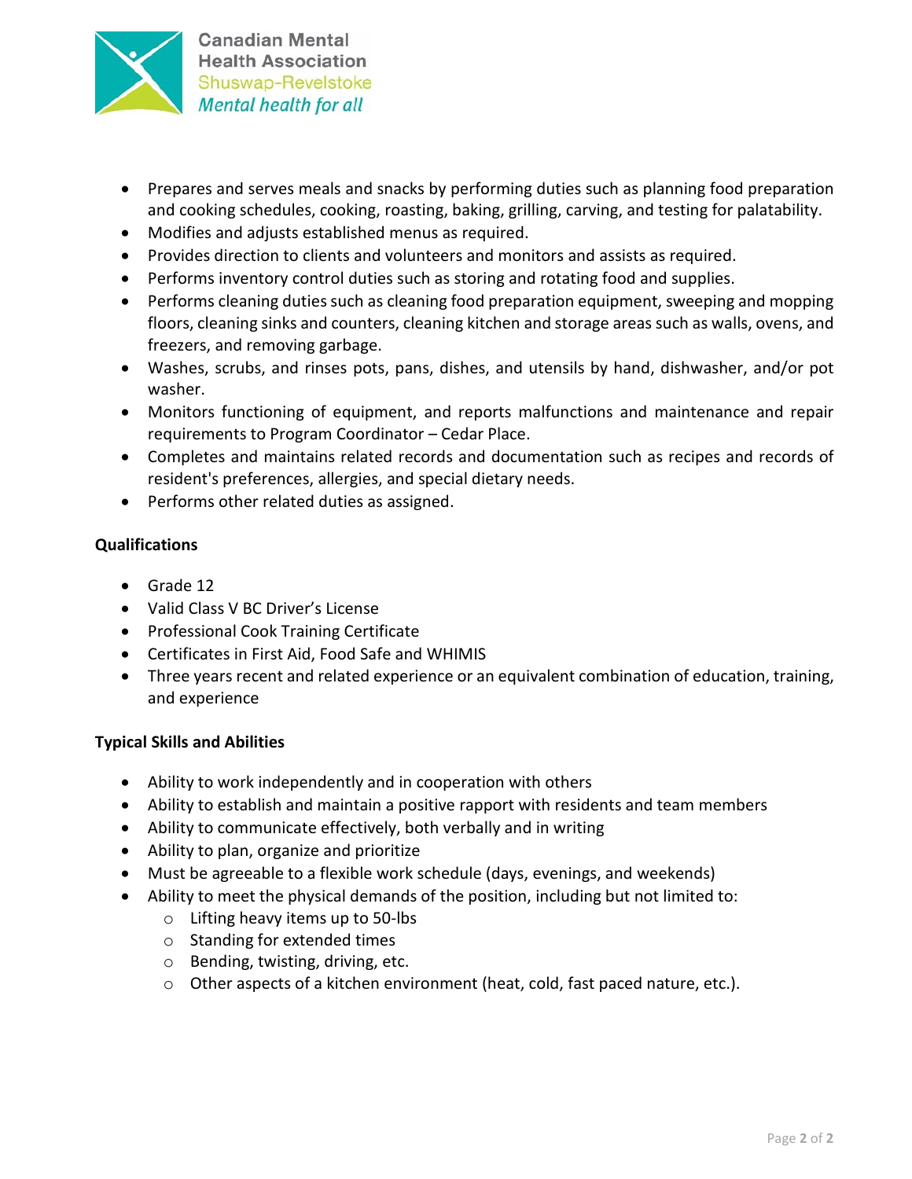- Prepares and serves meals and snacks by performing duties such as planning food preparation and cooking schedules, cooking, roasting, baking, grilling, carving, and testing for palatability.
- Modifies and adjusts established menus as required.
- Provides direction to clients and volunteers and monitors and assists as required.
- Performs inventory control duties such as storing and rotating food and supplies.
- Performs cleaning duties such as cleaning food preparation equipment, sweeping and mopping floors, cleaning sinks and counters, cleaning kitchen and storage areas such as walls, ovens, and freezers, and removing garbage.
- Washes, scrubs, and rinses pots, pans, dishes, and utensils by hand, dishwasher, and/or pot washer.
- Monitors functioning of equipment, and reports malfunctions and maintenance and repair requirements to Program Coordinator – Cedar Place.
- Completes and maintains related records and documentation such as recipes and records of resident's preferences, allergies, and special dietary needs.
- Performs other related duties as assigned.

**Qualifications**

- Grade 12
- Valid Class V BC Driver's License
- Professional Cook Training Certificate
- Certificates in First Aid, Food Safe and WHIMIS
- Three years recent and related experience or an equivalent combination of education, training, and experience

**Typical Skills and Abilities**

- Ability to work independently and in cooperation with others
- Ability to establish and maintain a positive rapport with residents and team members
- Ability to communicate effectively, both verbally and in writing
- Ability to plan, organize and prioritize
- Must be agreeable to a flexible work schedule (days, evenings, and weekends)
- Ability to meet the physical demands of the position, including but not limited to:
    - Lifting heavy items up to 50-lbs
    - Standing for extended times
    - Bending, twisting, driving, etc.
    - Other aspects of a kitchen environment (heat, cold, fast paced nature, etc.).